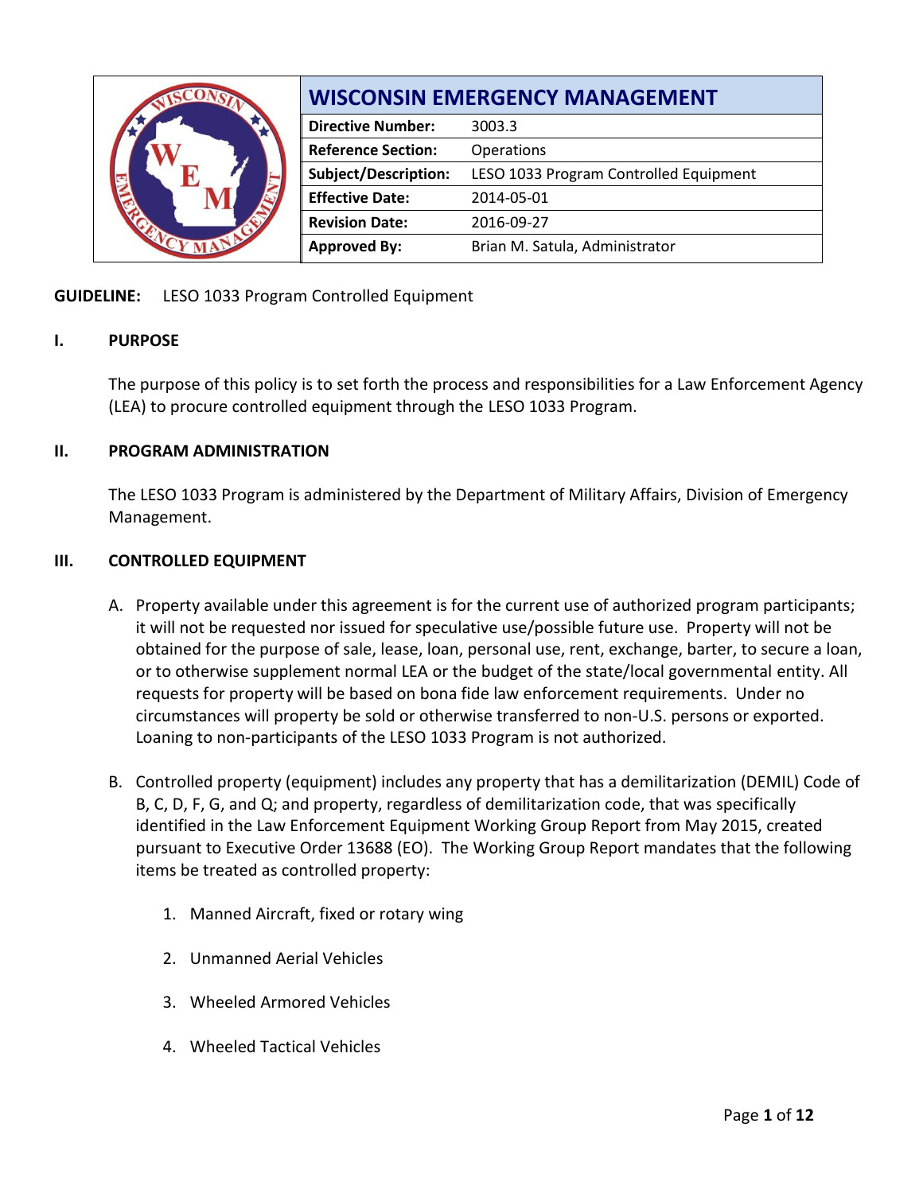| WISCONSIN EMERGENCY MANAGEMENT | |
| --- | --- |
| **Directive Number:** | 3003.3 |
| **Reference Section:** | Operations |
| **Subject/Description:** | LESO 1033 Program Controlled Equipment |
| **Effective Date:** | 2014-05-01 |
| **Revision Date:** | 2016-09-27 |
| **Approved By:** | Brian M. Satula, Administrator |

**GUIDELINE:** LESO 1033 Program Controlled Equipment

## I. PURPOSE

The purpose of this policy is to set forth the process and responsibilities for a Law Enforcement Agency (LEA) to procure controlled equipment through the LESO 1033 Program.

## II. PROGRAM ADMINISTRATION

The LESO 1033 Program is administered by the Department of Military Affairs, Division of Emergency Management.

## III. CONTROLLED EQUIPMENT

A. Property available under this agreement is for the current use of authorized program participants; it will not be requested nor issued for speculative use/possible future use. Property will not be obtained for the purpose of sale, lease, loan, personal use, rent, exchange, barter, to secure a loan, or to otherwise supplement normal LEA or the budget of the state/local governmental entity. All requests for property will be based on bona fide law enforcement requirements. Under no circumstances will property be sold or otherwise transferred to non-U.S. persons or exported. Loaning to non-participants of the LESO 1033 Program is not authorized.

B. Controlled property (equipment) includes any property that has a demilitarization (DEMIL) Code of B, C, D, F, G, and Q; and property, regardless of demilitarization code, that was specifically identified in the Law Enforcement Equipment Working Group Report from May 2015, created pursuant to Executive Order 13688 (EO). The Working Group Report mandates that the following items be treated as controlled property:

   1. Manned Aircraft, fixed or rotary wing

   2. Unmanned Aerial Vehicles

   3. Wheeled Armored Vehicles

   4. Wheeled Tactical Vehicles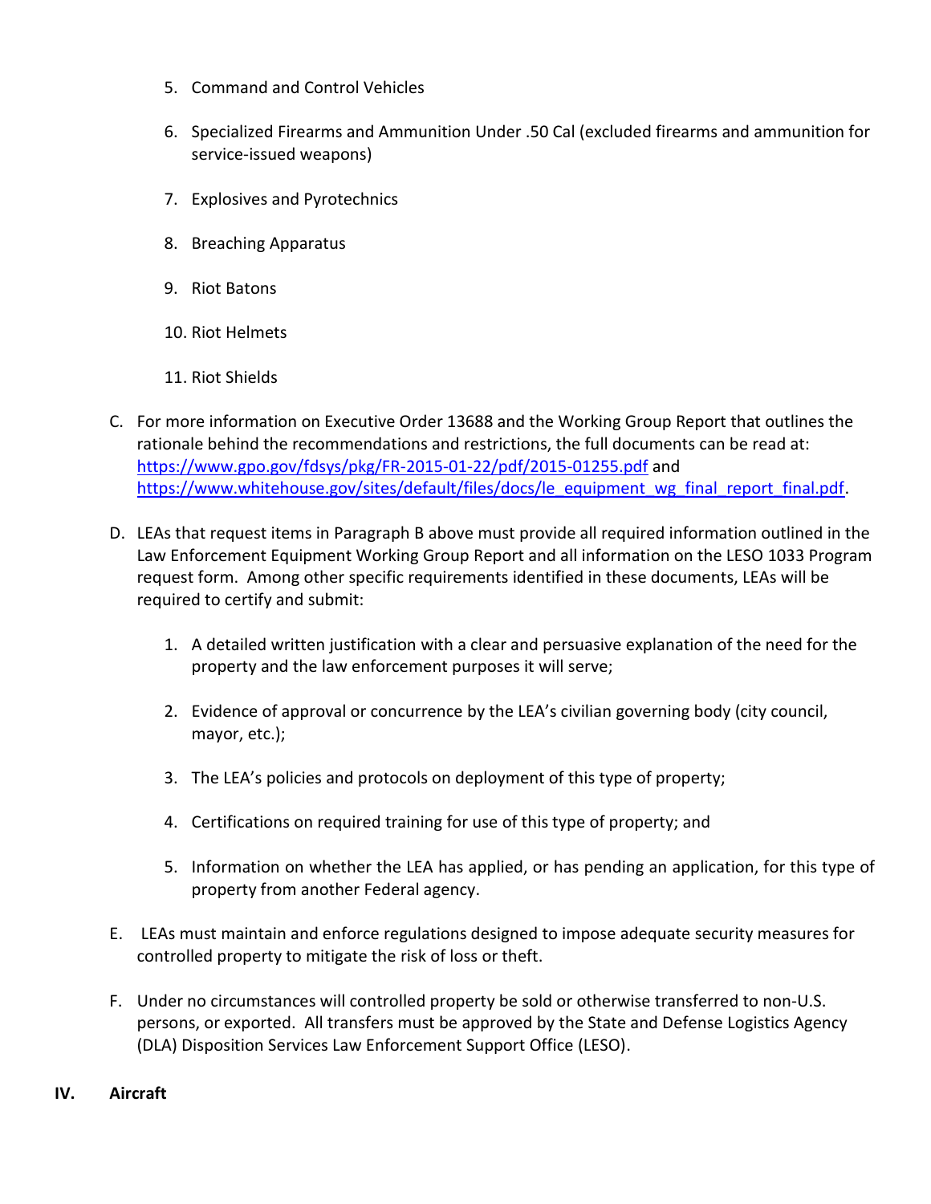5. Command and Control Vehicles

6. Specialized Firearms and Ammunition Under .50 Cal (excluded firearms and ammunition for service-issued weapons)

7. Explosives and Pyrotechnics

8. Breaching Apparatus

9. Riot Batons

10. Riot Helmets

11. Riot Shields

C. For more information on Executive Order 13688 and the Working Group Report that outlines the rationale behind the recommendations and restrictions, the full documents can be read at: [https://www.gpo.gov/fdsys/pkg/FR-2015-01-22/pdf/2015-01255.pdf](https://www.gpo.gov/fdsys/pkg/FR-2015-01-22/pdf/2015-01255.pdf) and [https://www.whitehouse.gov/sites/default/files/docs/le_equipment_wg_final_report_final.pdf](https://www.whitehouse.gov/sites/default/files/docs/le_equipment_wg_final_report_final.pdf).

D. LEAs that request items in Paragraph B above must provide all required information outlined in the Law Enforcement Equipment Working Group Report and all information on the LESO 1033 Program request form. Among other specific requirements identified in these documents, LEAs will be required to certify and submit:

   1. A detailed written justification with a clear and persuasive explanation of the need for the property and the law enforcement purposes it will serve;

   2. Evidence of approval or concurrence by the LEA's civilian governing body (city council, mayor, etc.);

   3. The LEA's policies and protocols on deployment of this type of property;

   4. Certifications on required training for use of this type of property; and

   5. Information on whether the LEA has applied, or has pending an application, for this type of property from another Federal agency.

E. LEAs must maintain and enforce regulations designed to impose adequate security measures for controlled property to mitigate the risk of loss or theft.

F. Under no circumstances will controlled property be sold or otherwise transferred to non-U.S. persons, or exported. All transfers must be approved by the State and Defense Logistics Agency (DLA) Disposition Services Law Enforcement Support Office (LESO).

## IV. Aircraft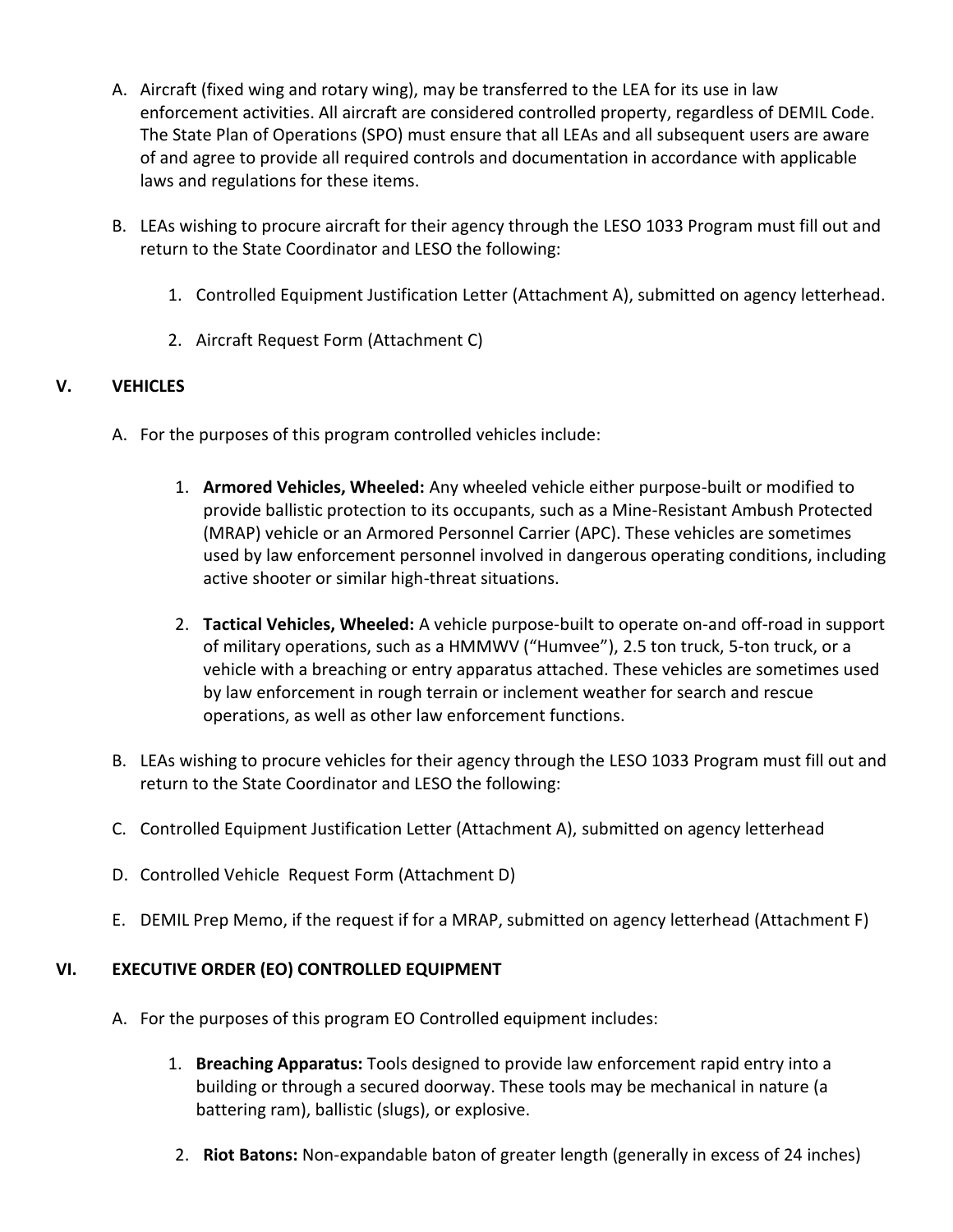A. Aircraft (fixed wing and rotary wing), may be transferred to the LEA for its use in law enforcement activities. All aircraft are considered controlled property, regardless of DEMIL Code. The State Plan of Operations (SPO) must ensure that all LEAs and all subsequent users are aware of and agree to provide all required controls and documentation in accordance with applicable laws and regulations for these items.

B. LEAs wishing to procure aircraft for their agency through the LESO 1033 Program must fill out and return to the State Coordinator and LESO the following:

   1. Controlled Equipment Justification Letter (Attachment A), submitted on agency letterhead.

   2. Aircraft Request Form (Attachment C)

## V. VEHICLES

A. For the purposes of this program controlled vehicles include:

   1. **Armored Vehicles, Wheeled:** Any wheeled vehicle either purpose-built or modified to provide ballistic protection to its occupants, such as a Mine-Resistant Ambush Protected (MRAP) vehicle or an Armored Personnel Carrier (APC). These vehicles are sometimes used by law enforcement personnel involved in dangerous operating conditions, including active shooter or similar high-threat situations.

   2. **Tactical Vehicles, Wheeled:** A vehicle purpose-built to operate on-and off-road in support of military operations, such as a HMMWV ("Humvee"), 2.5 ton truck, 5-ton truck, or a vehicle with a breaching or entry apparatus attached. These vehicles are sometimes used by law enforcement in rough terrain or inclement weather for search and rescue operations, as well as other law enforcement functions.

B. LEAs wishing to procure vehicles for their agency through the LESO 1033 Program must fill out and return to the State Coordinator and LESO the following:

C. Controlled Equipment Justification Letter (Attachment A), submitted on agency letterhead

D. Controlled Vehicle Request Form (Attachment D)

E. DEMIL Prep Memo, if the request if for a MRAP, submitted on agency letterhead (Attachment F)

## VI. EXECUTIVE ORDER (EO) CONTROLLED EQUIPMENT

A. For the purposes of this program EO Controlled equipment includes:

   1. **Breaching Apparatus:** Tools designed to provide law enforcement rapid entry into a building or through a secured doorway. These tools may be mechanical in nature (a battering ram), ballistic (slugs), or explosive.

   2. **Riot Batons:** Non-expandable baton of greater length (generally in excess of 24 inches)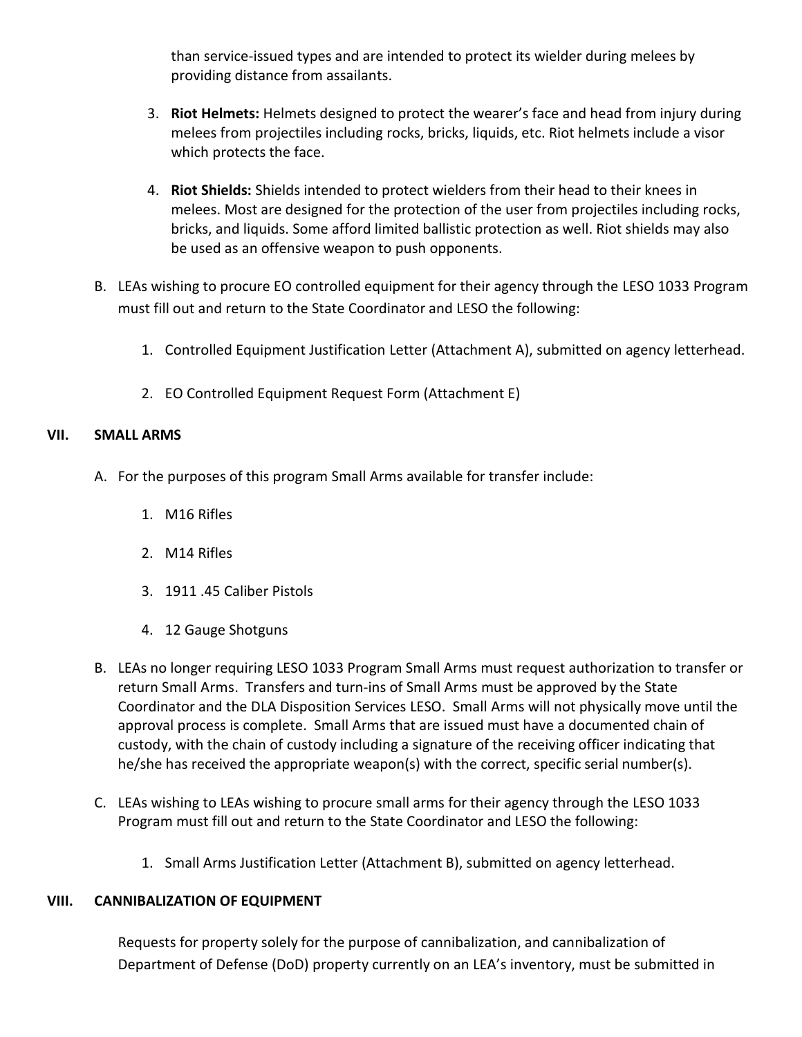than service-issued types and are intended to protect its wielder during melees by providing distance from assailants.

3. **Riot Helmets:** Helmets designed to protect the wearer's face and head from injury during melees from projectiles including rocks, bricks, liquids, etc. Riot helmets include a visor which protects the face.

4. **Riot Shields:** Shields intended to protect wielders from their head to their knees in melees. Most are designed for the protection of the user from projectiles including rocks, bricks, and liquids. Some afford limited ballistic protection as well. Riot shields may also be used as an offensive weapon to push opponents.

B. LEAs wishing to procure EO controlled equipment for their agency through the LESO 1033 Program must fill out and return to the State Coordinator and LESO the following:

1. Controlled Equipment Justification Letter (Attachment A), submitted on agency letterhead.

2. EO Controlled Equipment Request Form (Attachment E)

## VII. SMALL ARMS

A. For the purposes of this program Small Arms available for transfer include:

1. M16 Rifles

2. M14 Rifles

3. 1911 .45 Caliber Pistols

4. 12 Gauge Shotguns

B. LEAs no longer requiring LESO 1033 Program Small Arms must request authorization to transfer or return Small Arms. Transfers and turn-ins of Small Arms must be approved by the State Coordinator and the DLA Disposition Services LESO. Small Arms will not physically move until the approval process is complete. Small Arms that are issued must have a documented chain of custody, with the chain of custody including a signature of the receiving officer indicating that he/she has received the appropriate weapon(s) with the correct, specific serial number(s).

C. LEAs wishing to LEAs wishing to procure small arms for their agency through the LESO 1033 Program must fill out and return to the State Coordinator and LESO the following:

1. Small Arms Justification Letter (Attachment B), submitted on agency letterhead.

## VIII. CANNIBALIZATION OF EQUIPMENT

Requests for property solely for the purpose of cannibalization, and cannibalization of Department of Defense (DoD) property currently on an LEA's inventory, must be submitted in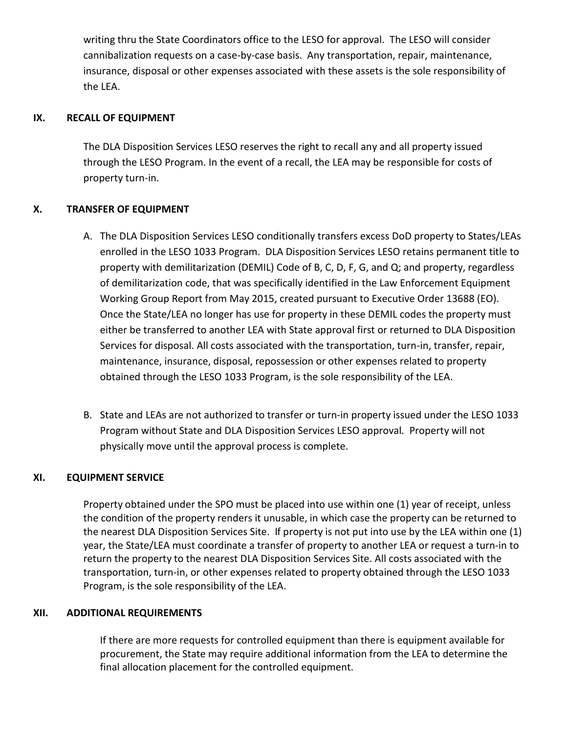writing thru the State Coordinators office to the LESO for approval. The LESO will consider cannibalization requests on a case-by-case basis. Any transportation, repair, maintenance, insurance, disposal or other expenses associated with these assets is the sole responsibility of the LEA.

## IX. RECALL OF EQUIPMENT

The DLA Disposition Services LESO reserves the right to recall any and all property issued through the LESO Program. In the event of a recall, the LEA may be responsible for costs of property turn-in.

## X. TRANSFER OF EQUIPMENT

A. The DLA Disposition Services LESO conditionally transfers excess DoD property to States/LEAs enrolled in the LESO 1033 Program. DLA Disposition Services LESO retains permanent title to property with demilitarization (DEMIL) Code of B, C, D, F, G, and Q; and property, regardless of demilitarization code, that was specifically identified in the Law Enforcement Equipment Working Group Report from May 2015, created pursuant to Executive Order 13688 (EO). Once the State/LEA no longer has use for property in these DEMIL codes the property must either be transferred to another LEA with State approval first or returned to DLA Disposition Services for disposal. All costs associated with the transportation, turn-in, transfer, repair, maintenance, insurance, disposal, repossession or other expenses related to property obtained through the LESO 1033 Program, is the sole responsibility of the LEA.

B. State and LEAs are not authorized to transfer or turn-in property issued under the LESO 1033 Program without State and DLA Disposition Services LESO approval. Property will not physically move until the approval process is complete.

## XI. EQUIPMENT SERVICE

Property obtained under the SPO must be placed into use within one (1) year of receipt, unless the condition of the property renders it unusable, in which case the property can be returned to the nearest DLA Disposition Services Site. If property is not put into use by the LEA within one (1) year, the State/LEA must coordinate a transfer of property to another LEA or request a turn-in to return the property to the nearest DLA Disposition Services Site. All costs associated with the transportation, turn-in, or other expenses related to property obtained through the LESO 1033 Program, is the sole responsibility of the LEA.

## XII. ADDITIONAL REQUIREMENTS

If there are more requests for controlled equipment than there is equipment available for procurement, the State may require additional information from the LEA to determine the final allocation placement for the controlled equipment.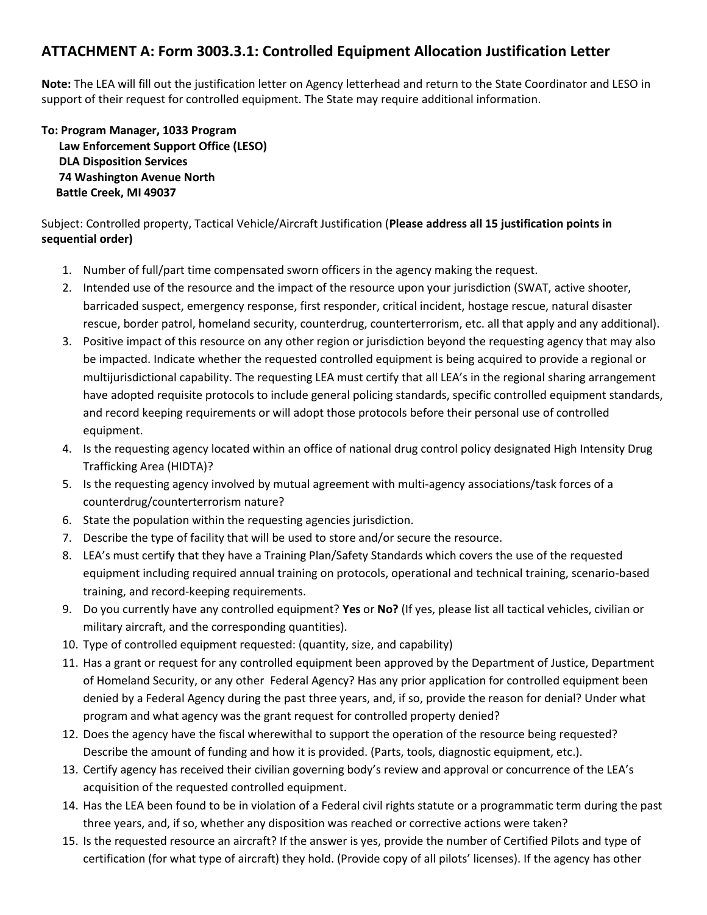## ATTACHMENT A: Form 3003.3.1: Controlled Equipment Allocation Justification Letter

**Note:** The LEA will fill out the justification letter on Agency letterhead and return to the State Coordinator and LESO in support of their request for controlled equipment. The State may require additional information.

**To: Program Manager, 1033 Program**
**Law Enforcement Support Office (LESO)**
**DLA Disposition Services**
**74 Washington Avenue North**
**Battle Creek, MI 49037**

Subject: Controlled property, Tactical Vehicle/Aircraft Justification (**Please address all 15 justification points in sequential order)**

1. Number of full/part time compensated sworn officers in the agency making the request.
2. Intended use of the resource and the impact of the resource upon your jurisdiction (SWAT, active shooter, barricaded suspect, emergency response, first responder, critical incident, hostage rescue, natural disaster rescue, border patrol, homeland security, counterdrug, counterterrorism, etc. all that apply and any additional).
3. Positive impact of this resource on any other region or jurisdiction beyond the requesting agency that may also be impacted. Indicate whether the requested controlled equipment is being acquired to provide a regional or multijurisdictional capability. The requesting LEA must certify that all LEA's in the regional sharing arrangement have adopted requisite protocols to include general policing standards, specific controlled equipment standards, and record keeping requirements or will adopt those protocols before their personal use of controlled equipment.
4. Is the requesting agency located within an office of national drug control policy designated High Intensity Drug Trafficking Area (HIDTA)?
5. Is the requesting agency involved by mutual agreement with multi-agency associations/task forces of a counterdrug/counterterrorism nature?
6. State the population within the requesting agencies jurisdiction.
7. Describe the type of facility that will be used to store and/or secure the resource.
8. LEA's must certify that they have a Training Plan/Safety Standards which covers the use of the requested equipment including required annual training on protocols, operational and technical training, scenario-based training, and record-keeping requirements.
9. Do you currently have any controlled equipment? **Yes** or **No?** (If yes, please list all tactical vehicles, civilian or military aircraft, and the corresponding quantities).
10. Type of controlled equipment requested: (quantity, size, and capability)
11. Has a grant or request for any controlled equipment been approved by the Department of Justice, Department of Homeland Security, or any other Federal Agency? Has any prior application for controlled equipment been denied by a Federal Agency during the past three years, and, if so, provide the reason for denial? Under what program and what agency was the grant request for controlled property denied?
12. Does the agency have the fiscal wherewithal to support the operation of the resource being requested? Describe the amount of funding and how it is provided. (Parts, tools, diagnostic equipment, etc.).
13. Certify agency has received their civilian governing body's review and approval or concurrence of the LEA's acquisition of the requested controlled equipment.
14. Has the LEA been found to be in violation of a Federal civil rights statute or a programmatic term during the past three years, and, if so, whether any disposition was reached or corrective actions were taken?
15. Is the requested resource an aircraft? If the answer is yes, provide the number of Certified Pilots and type of certification (for what type of aircraft) they hold. (Provide copy of all pilots' licenses). If the agency has other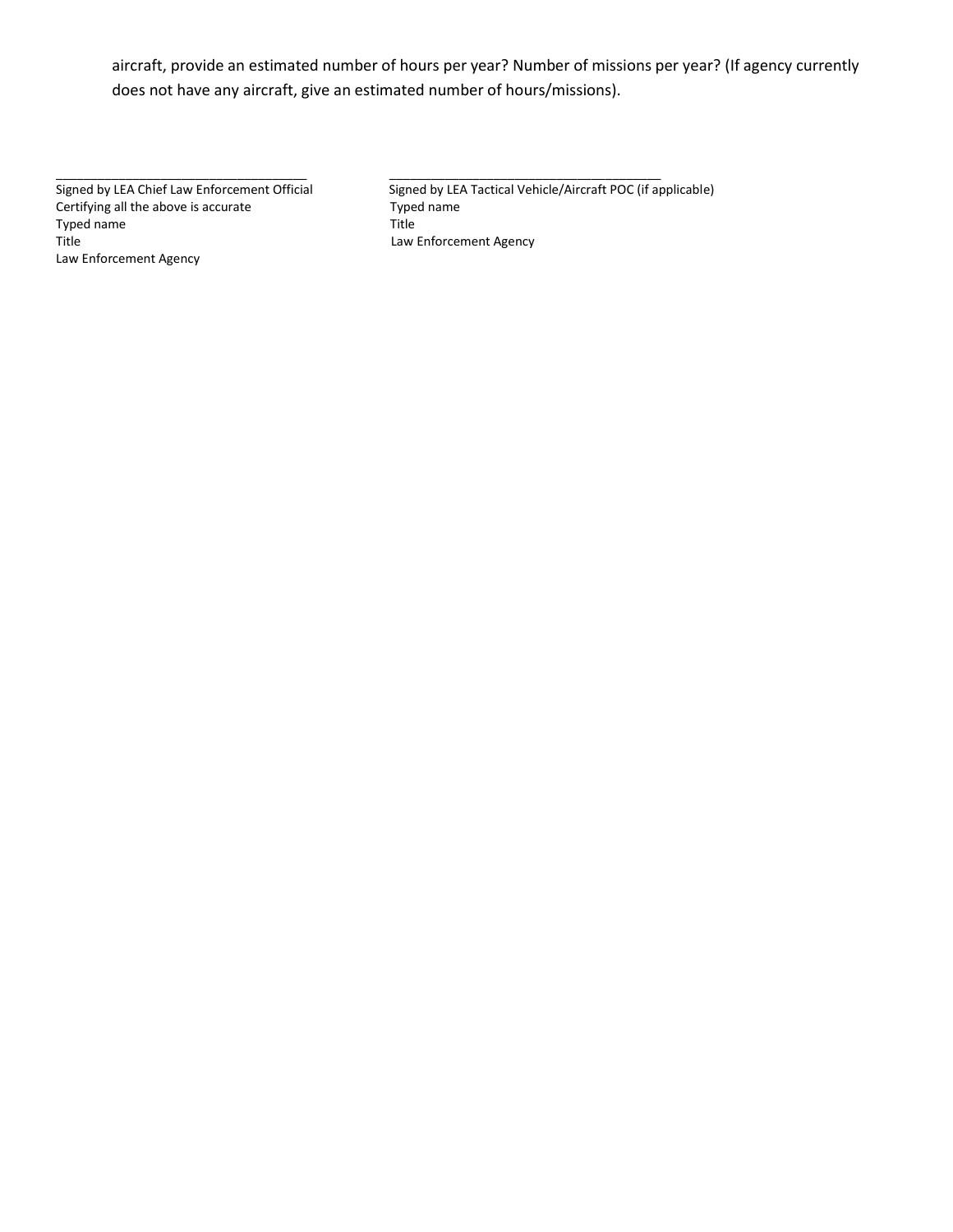aircraft, provide an estimated number of hours per year? Number of missions per year? (If agency currently does not have any aircraft, give an estimated number of hours/missions).

| ___________________________________ | ______________________________________ |
| --- | --- |
| Signed by LEA Chief Law Enforcement Official | Signed by LEA Tactical Vehicle/Aircraft POC (if applicable) |
| Certifying all the above is accurate | Typed name |
| Typed name | Title |
| Title | Law Enforcement Agency |
| Law Enforcement Agency | |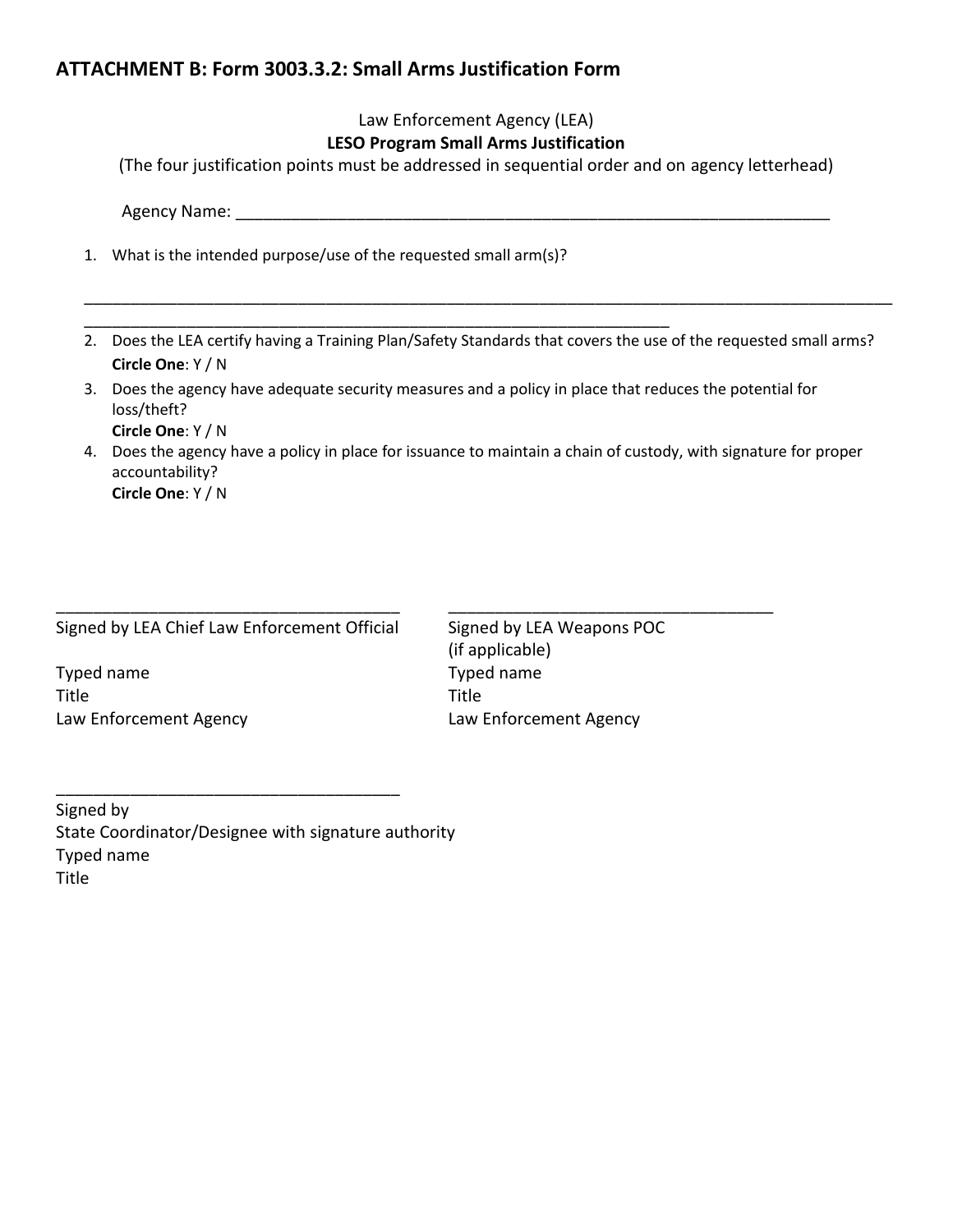## ATTACHMENT B: Form 3003.3.2: Small Arms Justification Form

Law Enforcement Agency (LEA)

**LESO Program Small Arms Justification**

(The four justification points must be addressed in sequential order and on agency letterhead)

Agency Name: ____________________________________________________________________

1. What is the intended purpose/use of the requested small arm(s)?

   ______________________________________________________________________________________________

   ____________________________________________________________________

2. Does the LEA certify having a Training Plan/Safety Standards that covers the use of the requested small arms?
   **Circle One**: Y / N
3. Does the agency have adequate security measures and a policy in place that reduces the potential for loss/theft?
   **Circle One**: Y / N
4. Does the agency have a policy in place for issuance to maintain a chain of custody, with signature for proper accountability?
   **Circle One**: Y / N

_______________________________________
Signed by LEA Chief Law Enforcement Official

Typed name
Title
Law Enforcement Agency

_____________________________________
Signed by LEA Weapons POC
(if applicable)
Typed name
Title
Law Enforcement Agency

_______________________________________
Signed by
State Coordinator/Designee with signature authority
Typed name
Title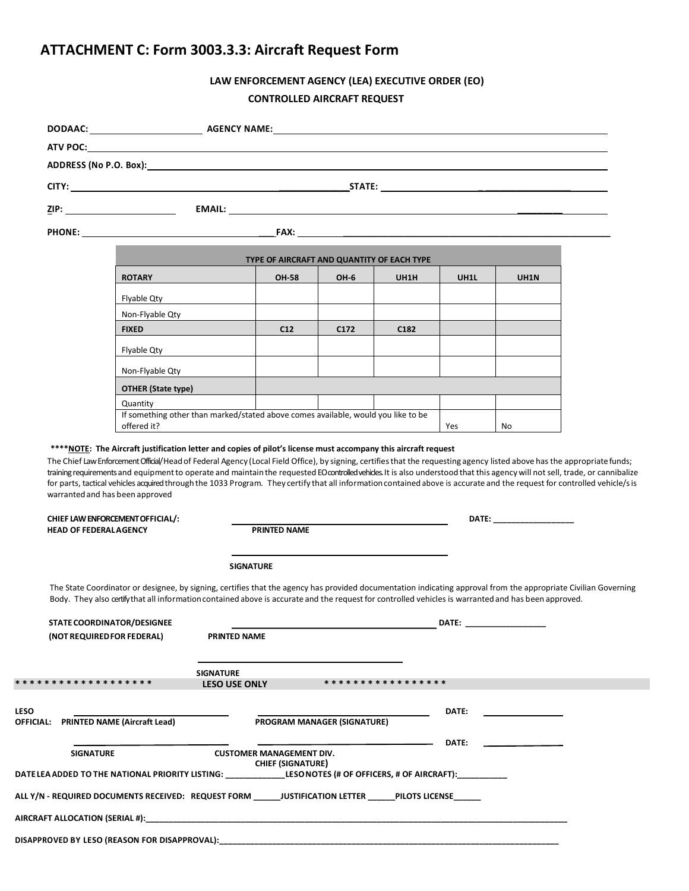## ATTACHMENT C: Form 3003.3.3: Aircraft Request Form

**LAW ENFORCEMENT AGENCY (LEA) EXECUTIVE ORDER (EO)**

**CONTROLLED AIRCRAFT REQUEST**

**DODAAC:** ____________________ **AGENCY NAME:** ____________________

**ATV POC:** ____________________

**ADDRESS (No P.O. Box):** ____________________

**CITY:** ____________________ **STATE:** ____________________

**ZIP:** ____________________ **EMAIL:** ____________________

**PHONE:** ____________________ **FAX:** ____________________

| TYPE OF AIRCRAFT AND QUANTITY OF EACH TYPE | | | | | |
|---|---|---|---|---|---|
| **ROTARY** | **OH-58** | **OH-6** | **UH1H** | **UH1L** | **UH1N** |
| Flyable Qty | | | | | |
| Non-Flyable Qty | | | | | |
| **FIXED** | **C12** | **C172** | **C182** | | |
| Flyable Qty | | | | | |
| Non-Flyable Qty | | | | | |
| **OTHER (State type)** | | | | | |
| Quantity | | | | | |
| If something other than marked/stated above comes available, would you like to be offered it? | | | | Yes | No |

****__NOTE__: **The Aircraft justification letter and copies of pilot's license must accompany this aircraft request**

The Chief Law Enforcement Official/Head of Federal Agency (Local Field Office), by signing, certifies that the requesting agency listed above has the appropriate funds; training requirements and equipment to operate and maintain the requested EO controlled vehicles. It is also understood that this agency will not sell, trade, or cannibalize for parts, tactical vehicles acquired through the 1033 Program. They certify that all information contained above is accurate and the request for controlled vehicle/s is warranted and has been approved

**CHIEF LAW ENFORCEMENT OFFICIAL/:**
**HEAD OF FEDERAL AGENCY**

____________________ **DATE:** ____________________
**PRINTED NAME**

____________________
**SIGNATURE**

The State Coordinator or designee, by signing, certifies that the agency has provided documentation indicating approval from the appropriate Civilian Governing Body. They also certify that all information contained above is accurate and the request for controlled vehicles is warranted and has been approved.

**STATE COORDINATOR/DESIGNEE**
**(NOT REQUIRED FOR FEDERAL)**

____________________ **DATE:** ____________________
**PRINTED NAME**

____________________
**SIGNATURE**

******************** **LESO USE ONLY** *****************

**LESO OFFICIAL:**

____________________ ____________________ **DATE:** ____________________
**PRINTED NAME (Aircraft Lead)** **PROGRAM MANAGER (SIGNATURE)**

____________________ ____________________ **DATE:** ____________________
**SIGNATURE** **CUSTOMER MANAGEMENT DIV. CHIEF (SIGNATURE)**

**DATE LEA ADDED TO THE NATIONAL PRIORITY LISTING:** _____________ **LESO NOTES (# OF OFFICERS, # OF AIRCRAFT):** ___________

**ALL Y/N - REQUIRED DOCUMENTS RECEIVED: REQUEST FORM** ______ **JUSTIFICATION LETTER** ______ **PILOTS LICENSE** ______

**AIRCRAFT ALLOCATION (SERIAL #):** ____________________

**DISAPPROVED BY LESO (REASON FOR DISAPPROVAL):** ____________________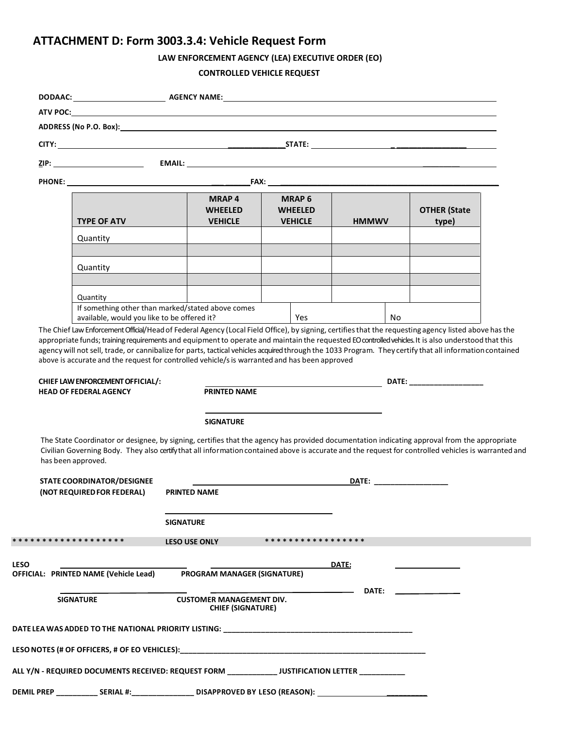## ATTACHMENT D: Form 3003.3.4: Vehicle Request Form

**LAW ENFORCEMENT AGENCY (LEA) EXECUTIVE ORDER (EO)**

**CONTROLLED VEHICLE REQUEST**

**DODAAC:** ____________________ **AGENCY NAME:** ____________________________________________

**ATV POC:** ____________________________________________________________________

**ADDRESS (No P.O. Box):** ____________________________________________________________

**CITY:** ______________________________ **STATE:** ______________________________

**ZIP:** ____________________ **EMAIL:** ______________________________________________

**PHONE:** ______________________________ **FAX:** ______________________________________

| TYPE OF ATV | MRAP 4 WHEELED VEHICLE | MRAP 6 WHEELED VEHICLE | HMMWV | OTHER (State type) |
|---|---|---|---|---|
| Quantity | | | | |
| | | | | |
| Quantity | | | | |
| | | | | |
| Quantity | | | | |
| If something other than marked/stated above comes available, would you like to be offered it? | | Yes | | No |

The Chief Law Enforcement Official/Head of Federal Agency (Local Field Office), by signing, certifies that the requesting agency listed above has the appropriate funds; training requirements and equipment to operate and maintain the requested EO controlled vehicles. It is also understood that this agency will not sell, trade, or cannibalize for parts, tactical vehicles acquired through the 1033 Program. They certify that all information contained above is accurate and the request for controlled vehicle/s is warranted and has been approved

**CHIEF LAW ENFORCEMENT OFFICIAL/:** ______________________________ **DATE:** __________________
**HEAD OF FEDERAL AGENCY** **PRINTED NAME**

______________________________
**SIGNATURE**

The State Coordinator or designee, by signing, certifies that the agency has provided documentation indicating approval from the appropriate Civilian Governing Body. They also certify that all information contained above is accurate and the request for controlled vehicles is warranted and has been approved.

**STATE COORDINATOR/DESIGNEE** ______________________________ **DATE:** __________________
**(NOT REQUIRED FOR FEDERAL)** **PRINTED NAME**

______________________________
**SIGNATURE**

******************* **LESO USE ONLY** *****************

**LESO OFFICIAL:** ______________________ **PRINTED NAME (Vehicle Lead)** ______________________ **PROGRAM MANAGER (SIGNATURE)** **DATE:** ______________

______________________ **SIGNATURE** ______________________ **CUSTOMER MANAGEMENT DIV. CHIEF (SIGNATURE)** **DATE:** ______________

**DATE LEA WAS ADDED TO THE NATIONAL PRIORITY LISTING:** ______________________________________________

**LESO NOTES (# OF OFFICERS, # OF EO VEHICLES):** ____________________________________________________________

**ALL Y/N - REQUIRED DOCUMENTS RECEIVED: REQUEST FORM** ____________ **JUSTIFICATION LETTER** ___________

**DEMIL PREP** __________ **SERIAL #:** _______________ **DISAPPROVED BY LESO (REASON):** ____________________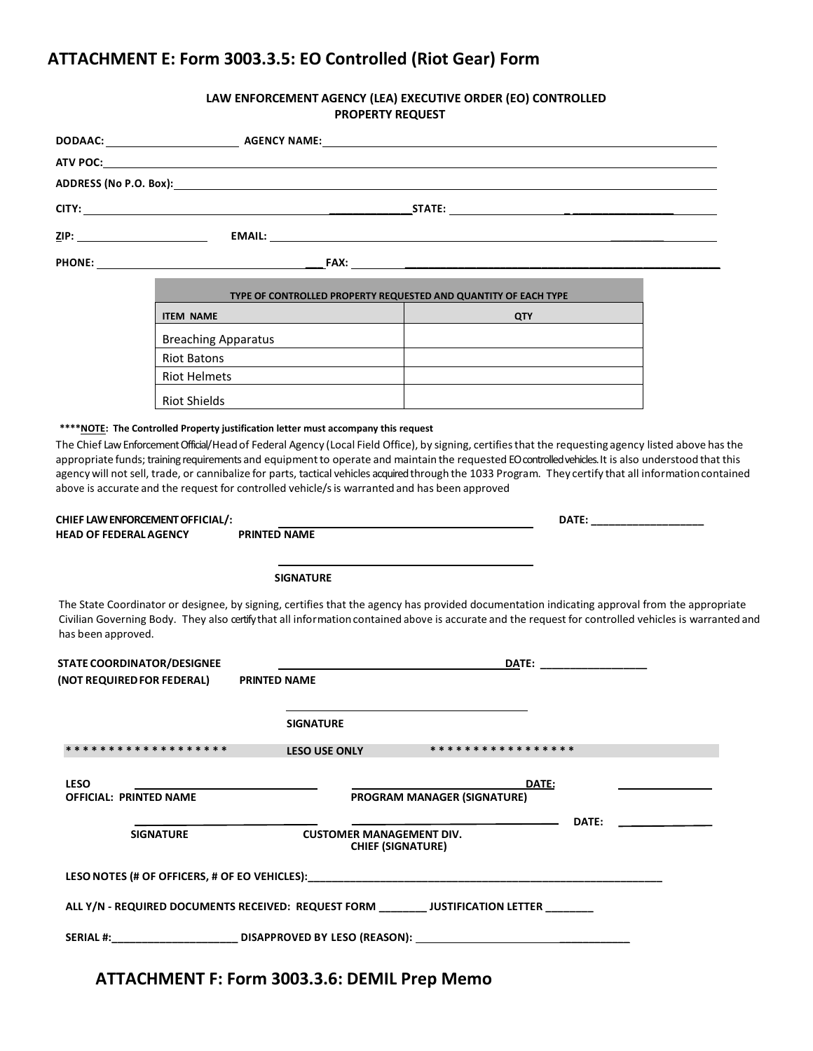## ATTACHMENT E: Form 3003.3.5: EO Controlled (Riot Gear) Form

**LAW ENFORCEMENT AGENCY (LEA) EXECUTIVE ORDER (EO) CONTROLLED PROPERTY REQUEST**

**DODAAC:** ____________________ **AGENCY NAME:** ____________________

**ATV POC:** ____________________

**ADDRESS (No P.O. Box):** ____________________

**CITY:** ____________________ **STATE:** ____________________

**ZIP:** ____________________ **EMAIL:** ____________________

**PHONE:** ____________________ **FAX:** ____________________

| TYPE OF CONTROLLED PROPERTY REQUESTED AND QUANTITY OF EACH TYPE | |
|---|---|
| **ITEM NAME** | **QTY** |
| Breaching Apparatus | |
| Riot Batons | |
| Riot Helmets | |
| Riot Shields | |

****__NOTE:__ **The Controlled Property justification letter must accompany this request**

The Chief Law Enforcement Official/Head of Federal Agency (Local Field Office), by signing, certifies that the requesting agency listed above has the appropriate funds; training requirements and equipment to operate and maintain the requested EO controlled vehicles. It is also understood that this agency will not sell, trade, or cannibalize for parts, tactical vehicles acquired through the 1033 Program. They certify that all information contained above is accurate and the request for controlled vehicle/s is warranted and has been approved

**CHIEF LAW ENFORCEMENT OFFICIAL/: HEAD OF FEDERAL AGENCY** ____________________ **PRINTED NAME** **DATE:** ____________________

____________________ **SIGNATURE**

The State Coordinator or designee, by signing, certifies that the agency has provided documentation indicating approval from the appropriate Civilian Governing Body. They also certify that all information contained above is accurate and the request for controlled vehicles is warranted and has been approved.

**STATE COORDINATOR/DESIGNEE (NOT REQUIRED FOR FEDERAL)** ____________________ **PRINTED NAME** **DATE:** ____________________

____________________ **SIGNATURE**

**\* \* \* \* \* \* \* \* \* \* \* \* \* \* \* \* \* \* \* \* LESO USE ONLY \* \* \* \* \* \* \* \* \* \* \* \* \* \* \* \* \* \***

**LESO OFFICIAL: PRINTED NAME** ____________________ ____________________ **PROGRAM MANAGER (SIGNATURE)** **DATE:** ____________________

____________________ **SIGNATURE** ____________________ **CUSTOMER MANAGEMENT DIV. CHIEF (SIGNATURE)** **DATE:** ____________________

**LESO NOTES (# OF OFFICERS, # OF EO VEHICLES):**____________________

**ALL Y/N - REQUIRED DOCUMENTS RECEIVED: REQUEST FORM** ________ **JUSTIFICATION LETTER** ________

**SERIAL #:**____________________ **DISAPPROVED BY LESO (REASON):** ____________________

## ATTACHMENT F: Form 3003.3.6: DEMIL Prep Memo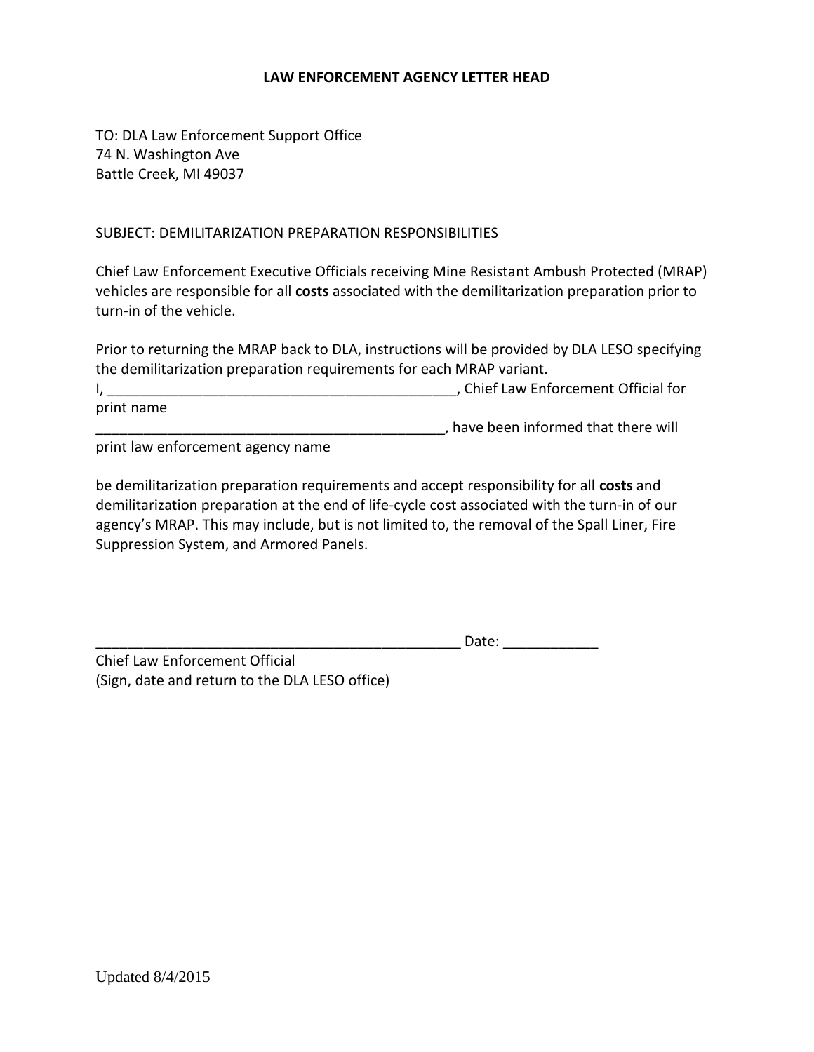**LAW ENFORCEMENT AGENCY LETTER HEAD**

TO: DLA Law Enforcement Support Office
74 N. Washington Ave
Battle Creek, MI 49037

SUBJECT: DEMILITARIZATION PREPARATION RESPONSIBILITIES

Chief Law Enforcement Executive Officials receiving Mine Resistant Ambush Protected (MRAP) vehicles are responsible for all **costs** associated with the demilitarization preparation prior to turn-in of the vehicle.

Prior to returning the MRAP back to DLA, instructions will be provided by DLA LESO specifying the demilitarization preparation requirements for each MRAP variant.

I, ____________________________________________, Chief Law Enforcement Official for
print name

_____________________________________________, have been informed that there will
print law enforcement agency name

be demilitarization preparation requirements and accept responsibility for all **costs** and demilitarization preparation at the end of life-cycle cost associated with the turn-in of our agency's MRAP. This may include, but is not limited to, the removal of the Spall Liner, Fire Suppression System, and Armored Panels.

_______________________________________________ Date: ____________

Chief Law Enforcement Official
(Sign, date and return to the DLA LESO office)

Updated 8/4/2015